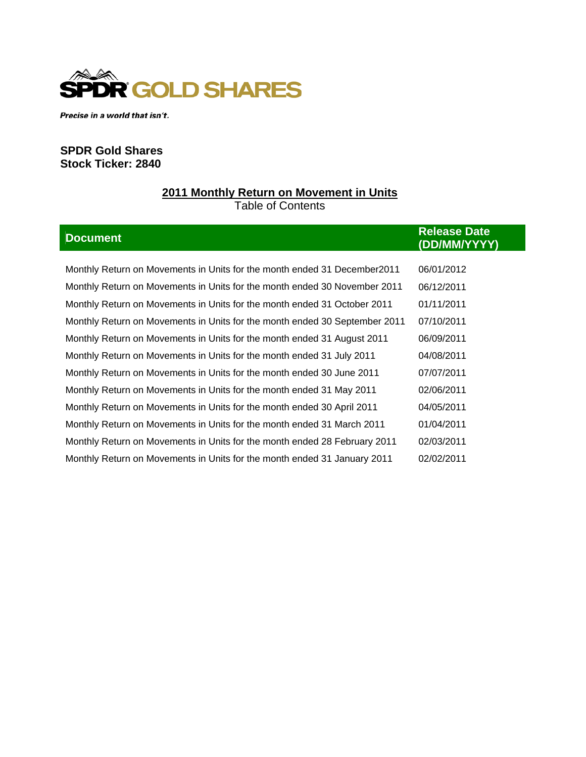**SPDR GOLD SHARES**

*Precise in a world that isn't.*

**SPDR Gold Shares**
**Stock Ticker: 2840**

## 2011 Monthly Return on Movement in Units

Table of Contents

| Document | Release Date (DD/MM/YYYY) |
|---|---|
| Monthly Return on Movements in Units for the month ended 31 December2011 | 06/01/2012 |
| Monthly Return on Movements in Units for the month ended 30 November 2011 | 06/12/2011 |
| Monthly Return on Movements in Units for the month ended 31 October 2011 | 01/11/2011 |
| Monthly Return on Movements in Units for the month ended 30 September 2011 | 07/10/2011 |
| Monthly Return on Movements in Units for the month ended 31 August 2011 | 06/09/2011 |
| Monthly Return on Movements in Units for the month ended 31 July 2011 | 04/08/2011 |
| Monthly Return on Movements in Units for the month ended 30 June 2011 | 07/07/2011 |
| Monthly Return on Movements in Units for the month ended 31 May 2011 | 02/06/2011 |
| Monthly Return on Movements in Units for the month ended 30 April 2011 | 04/05/2011 |
| Monthly Return on Movements in Units for the month ended 31 March 2011 | 01/04/2011 |
| Monthly Return on Movements in Units for the month ended 28 February 2011 | 02/03/2011 |
| Monthly Return on Movements in Units for the month ended 31 January 2011 | 02/02/2011 |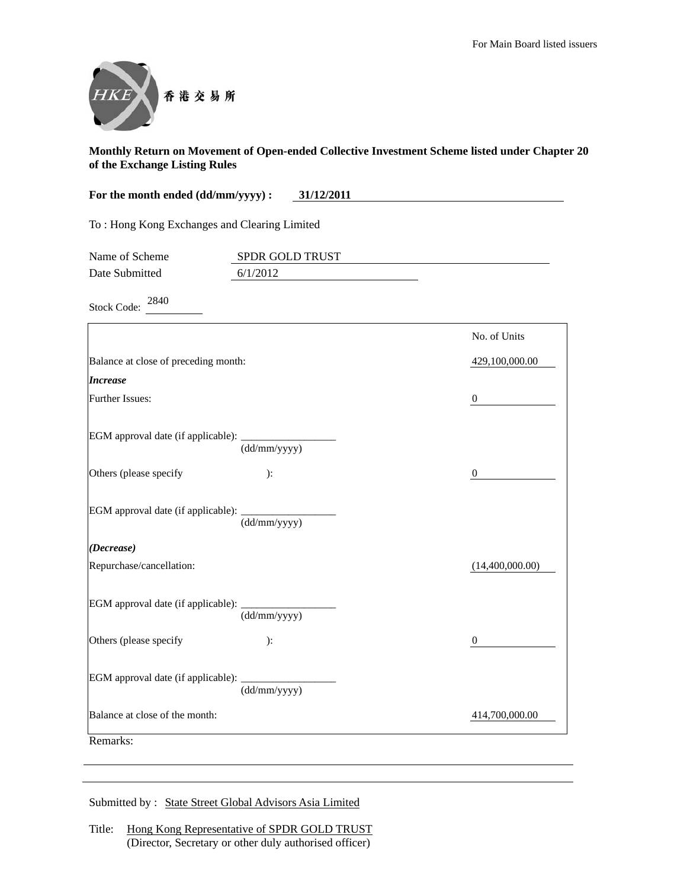For Main Board listed issuers

香港交易所

**Monthly Return on Movement of Open-ended Collective Investment Scheme listed under Chapter 20 of the Exchange Listing Rules**

**For the month ended (dd/mm/yyyy) : 31/12/2011**

To : Hong Kong Exchanges and Clearing Limited

Name of Scheme: SPDR GOLD TRUST

Date Submitted: 6/1/2012

Stock Code: 2840

| | No. of Units |
|---|---|
| Balance at close of preceding month: | 429,100,000.00 |
| ***Increase*** | |
| Further Issues: | 0 |
| EGM approval date (if applicable): ____________ (dd/mm/yyyy) | |
| Others (please specify ): | 0 |
| EGM approval date (if applicable): ____________ (dd/mm/yyyy) | |
| ***(Decrease)*** | |
| Repurchase/cancellation: | (14,400,000.00) |
| EGM approval date (if applicable): ____________ (dd/mm/yyyy) | |
| Others (please specify ): | 0 |
| EGM approval date (if applicable): ____________ (dd/mm/yyyy) | |
| Balance at close of the month: | 414,700,000.00 |

Remarks:

Submitted by : State Street Global Advisors Asia Limited

Title: Hong Kong Representative of SPDR GOLD TRUST
(Director, Secretary or other duly authorised officer)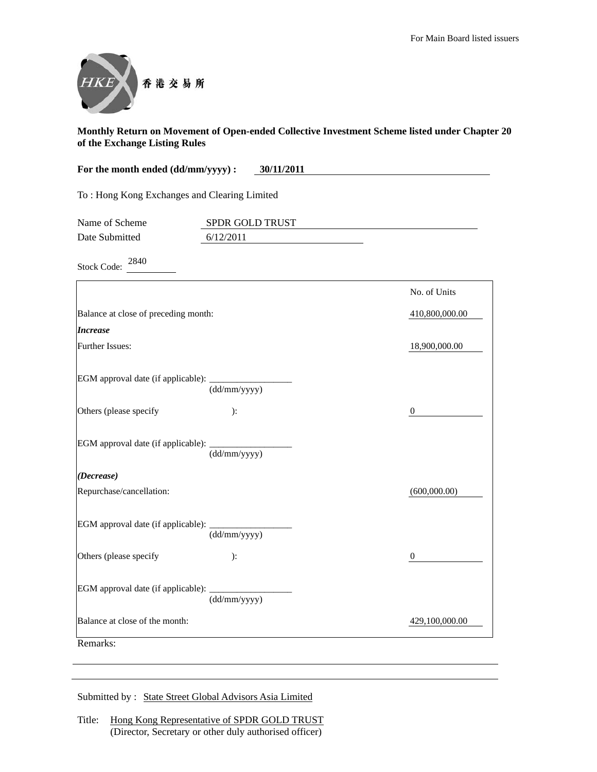For Main Board listed issuers

香港交易所

**Monthly Return on Movement of Open-ended Collective Investment Scheme listed under Chapter 20 of the Exchange Listing Rules**

**For the month ended (dd/mm/yyyy) : 30/11/2011**

To : Hong Kong Exchanges and Clearing Limited

Name of Scheme: SPDR GOLD TRUST

Date Submitted: 6/12/2011

Stock Code: 2840

| | No. of Units |
|---|---|
| Balance at close of preceding month: | 410,800,000.00 |
| ***Increase*** | |
| Further Issues: | 18,900,000.00 |
| EGM approval date (if applicable): ________ (dd/mm/yyyy) | |
| Others (please specify ): | 0 |
| EGM approval date (if applicable): ________ (dd/mm/yyyy) | |
| ***(Decrease)*** | |
| Repurchase/cancellation: | (600,000.00) |
| EGM approval date (if applicable): ________ (dd/mm/yyyy) | |
| Others (please specify ): | 0 |
| EGM approval date (if applicable): ________ (dd/mm/yyyy) | |
| Balance at close of the month: | 429,100,000.00 |

Remarks:

Submitted by : State Street Global Advisors Asia Limited

Title: Hong Kong Representative of SPDR GOLD TRUST
(Director, Secretary or other duly authorised officer)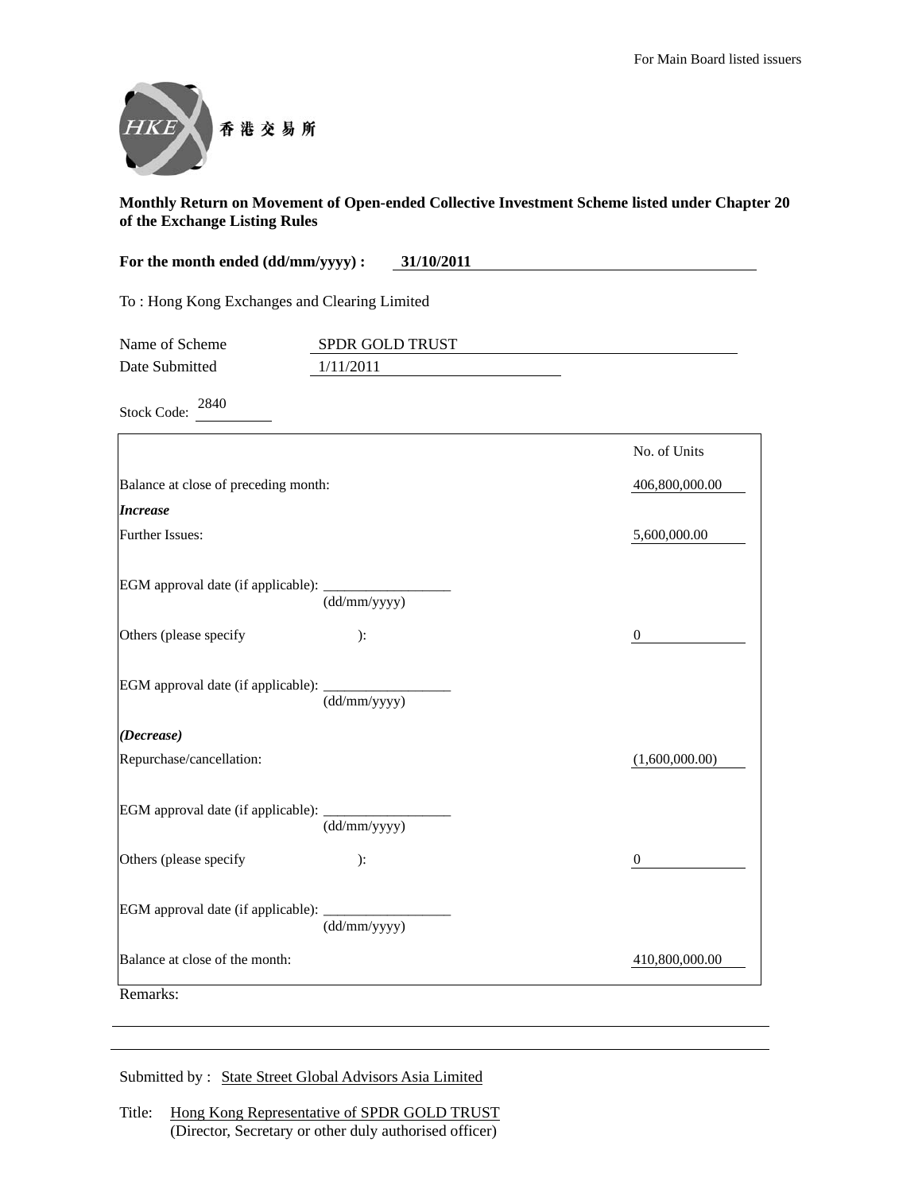For Main Board listed issuers

香港交易所

**Monthly Return on Movement of Open-ended Collective Investment Scheme listed under Chapter 20 of the Exchange Listing Rules**

**For the month ended (dd/mm/yyyy) : 31/10/2011**

To : Hong Kong Exchanges and Clearing Limited

Name of Scheme: SPDR GOLD TRUST

Date Submitted: 1/11/2011

Stock Code: 2840

| | No. of Units |
|---|---|
| Balance at close of preceding month: | 406,800,000.00 |
| ***Increase*** | |
| Further Issues: | 5,600,000.00 |
| EGM approval date (if applicable): ________ (dd/mm/yyyy) | |
| Others (please specify ): | 0 |
| EGM approval date (if applicable): ________ (dd/mm/yyyy) | |
| ***(Decrease)*** | |
| Repurchase/cancellation: | (1,600,000.00) |
| EGM approval date (if applicable): ________ (dd/mm/yyyy) | |
| Others (please specify ): | 0 |
| EGM approval date (if applicable): ________ (dd/mm/yyyy) | |
| Balance at close of the month: | 410,800,000.00 |

Remarks:

Submitted by : State Street Global Advisors Asia Limited

Title: Hong Kong Representative of SPDR GOLD TRUST
(Director, Secretary or other duly authorised officer)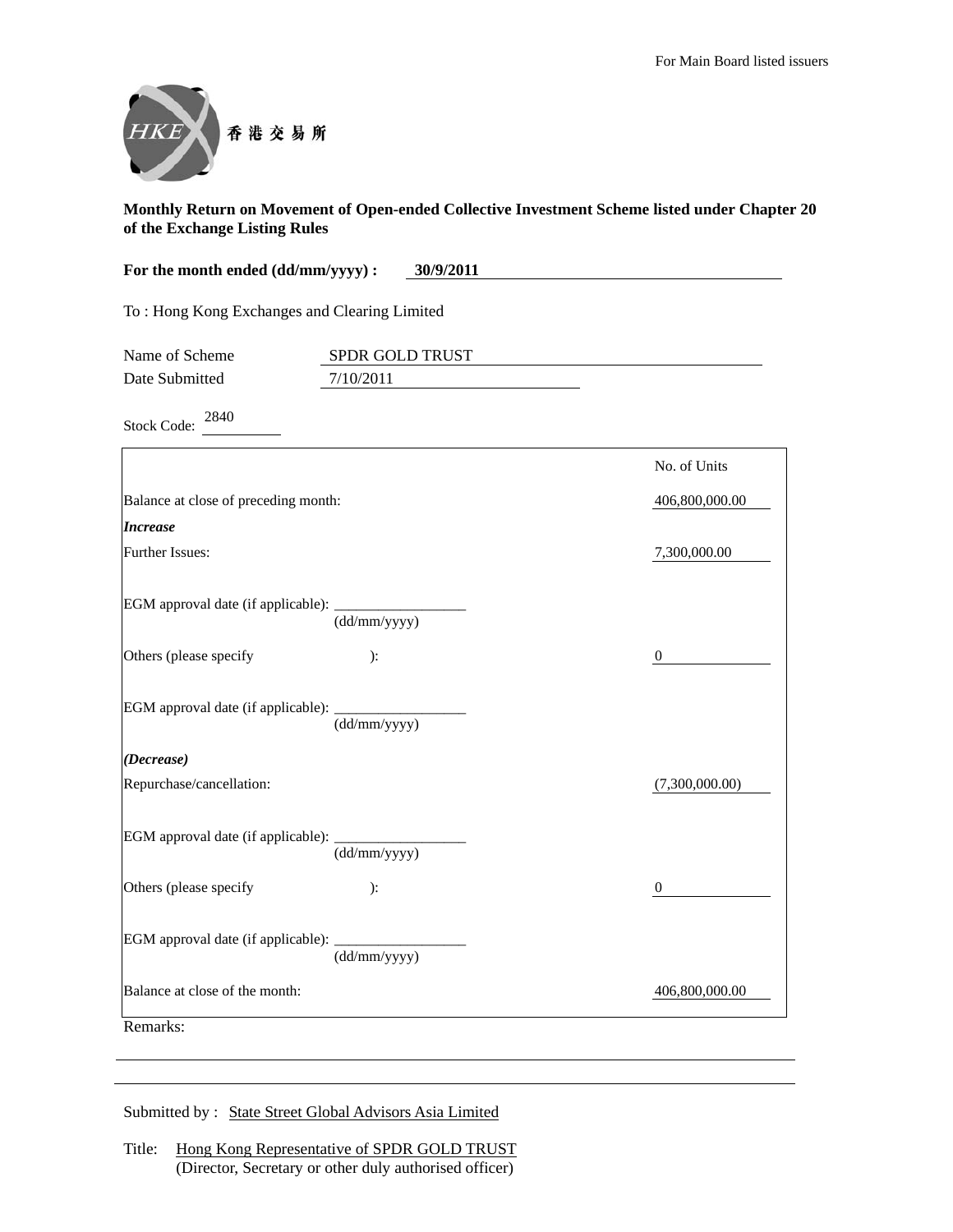For Main Board listed issuers

香港交易所

**Monthly Return on Movement of Open-ended Collective Investment Scheme listed under Chapter 20 of the Exchange Listing Rules**

**For the month ended (dd/mm/yyyy) : 30/9/2011**

To : Hong Kong Exchanges and Clearing Limited

Name of Scheme: SPDR GOLD TRUST

Date Submitted: 7/10/2011

Stock Code: 2840

| | No. of Units |
|---|---|
| Balance at close of preceding month: | 406,800,000.00 |
| ***Increase*** | |
| Further Issues: | 7,300,000.00 |
| EGM approval date (if applicable): ______ (dd/mm/yyyy) | |
| Others (please specify ): | 0 |
| EGM approval date (if applicable): ______ (dd/mm/yyyy) | |
| ***(Decrease)*** | |
| Repurchase/cancellation: | (7,300,000.00) |
| EGM approval date (if applicable): ______ (dd/mm/yyyy) | |
| Others (please specify ): | 0 |
| EGM approval date (if applicable): ______ (dd/mm/yyyy) | |
| Balance at close of the month: | 406,800,000.00 |

Remarks:

Submitted by : State Street Global Advisors Asia Limited

Title: Hong Kong Representative of SPDR GOLD TRUST
(Director, Secretary or other duly authorised officer)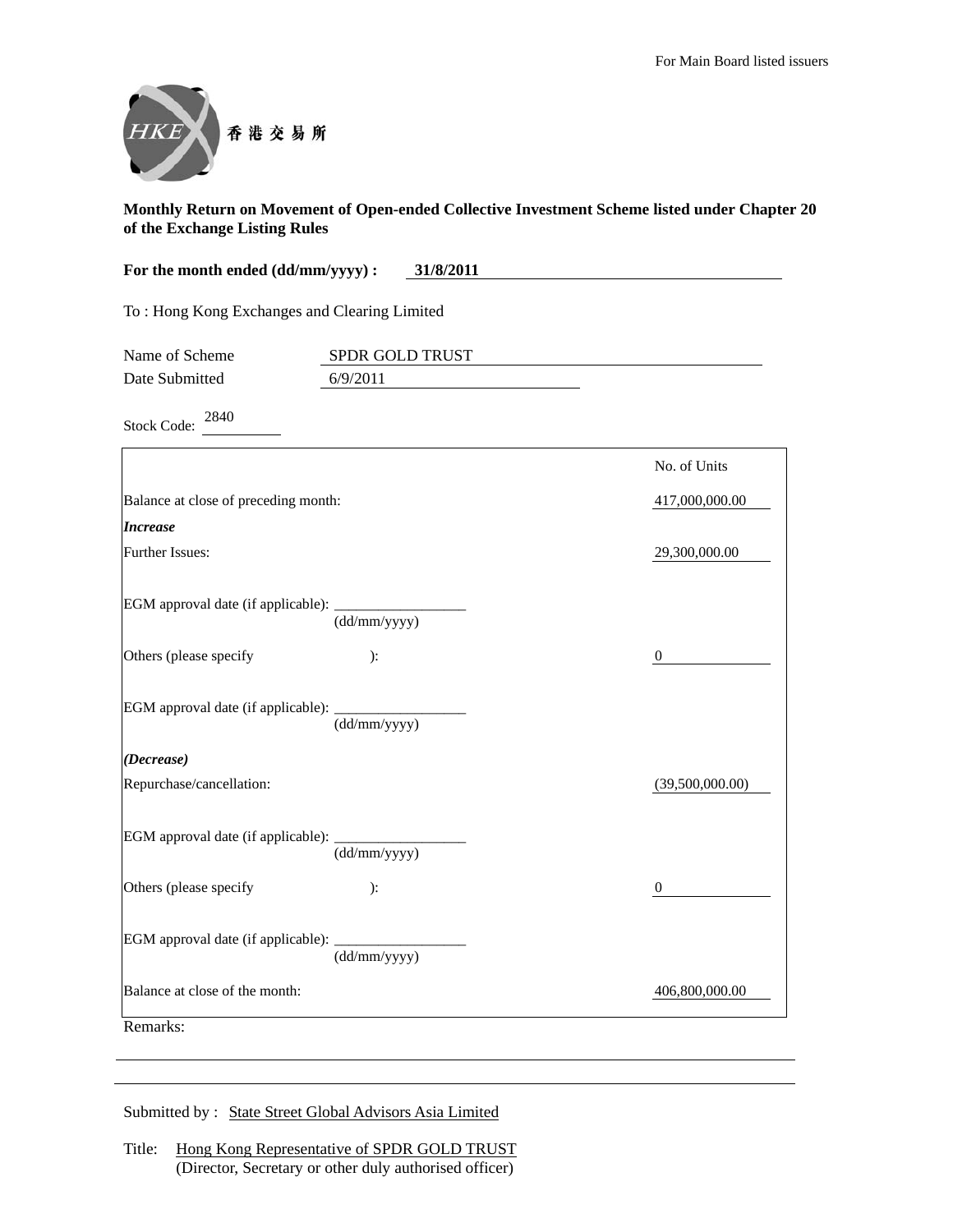For Main Board listed issuers

香港交易所

**Monthly Return on Movement of Open-ended Collective Investment Scheme listed under Chapter 20 of the Exchange Listing Rules**

**For the month ended (dd/mm/yyyy) : 31/8/2011**

To : Hong Kong Exchanges and Clearing Limited

Name of Scheme: SPDR GOLD TRUST

Date Submitted: 6/9/2011

Stock Code: 2840

| | No. of Units |
|---|---|
| Balance at close of preceding month: | 417,000,000.00 |
| ***Increase*** | |
| Further Issues: | 29,300,000.00 |
| EGM approval date (if applicable): ______________ (dd/mm/yyyy) | |
| Others (please specify ): | 0 |
| EGM approval date (if applicable): ______________ (dd/mm/yyyy) | |
| ***(Decrease)*** | |
| Repurchase/cancellation: | (39,500,000.00) |
| EGM approval date (if applicable): ______________ (dd/mm/yyyy) | |
| Others (please specify ): | 0 |
| EGM approval date (if applicable): ______________ (dd/mm/yyyy) | |
| Balance at close of the month: | 406,800,000.00 |

Remarks:

Submitted by : State Street Global Advisors Asia Limited

Title: Hong Kong Representative of SPDR GOLD TRUST
(Director, Secretary or other duly authorised officer)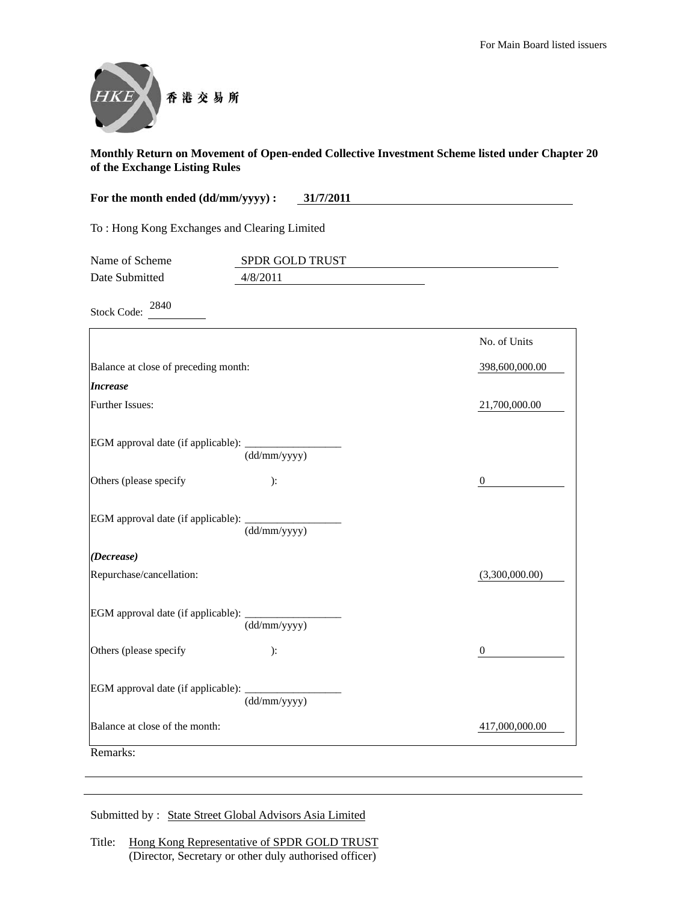For Main Board listed issuers

香港交易所

**Monthly Return on Movement of Open-ended Collective Investment Scheme listed under Chapter 20 of the Exchange Listing Rules**

**For the month ended (dd/mm/yyyy) : 31/7/2011**

To : Hong Kong Exchanges and Clearing Limited

Name of Scheme: SPDR GOLD TRUST

Date Submitted: 4/8/2011

Stock Code: 2840

| | No. of Units |
|---|---|
| Balance at close of preceding month: | 398,600,000.00 |
| ***Increase*** | |
| Further Issues: | 21,700,000.00 |
| EGM approval date (if applicable): ______ (dd/mm/yyyy) | |
| Others (please specify ): | 0 |
| EGM approval date (if applicable): ______ (dd/mm/yyyy) | |
| ***(Decrease)*** | |
| Repurchase/cancellation: | (3,300,000.00) |
| EGM approval date (if applicable): ______ (dd/mm/yyyy) | |
| Others (please specify ): | 0 |
| EGM approval date (if applicable): ______ (dd/mm/yyyy) | |
| Balance at close of the month: | 417,000,000.00 |

Remarks:

Submitted by : State Street Global Advisors Asia Limited

Title: Hong Kong Representative of SPDR GOLD TRUST
(Director, Secretary or other duly authorised officer)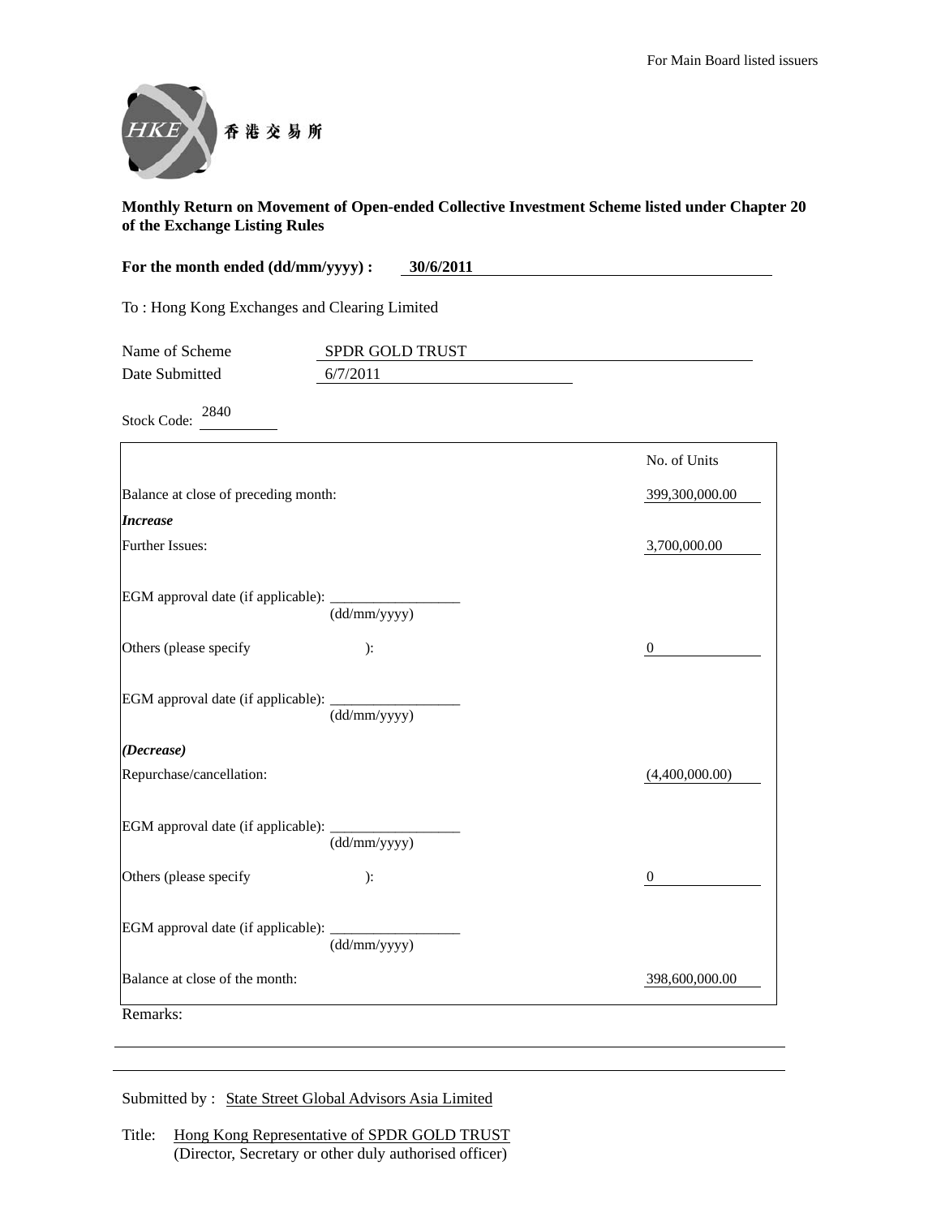For Main Board listed issuers

HKEX 香港交易所

**Monthly Return on Movement of Open-ended Collective Investment Scheme listed under Chapter 20 of the Exchange Listing Rules**

**For the month ended (dd/mm/yyyy) : 30/6/2011**

To : Hong Kong Exchanges and Clearing Limited

Name of Scheme: SPDR GOLD TRUST

Date Submitted: 6/7/2011

Stock Code: 2840

| | No. of Units |
|---|---|
| Balance at close of preceding month: | 399,300,000.00 |
| ***Increase*** | |
| Further Issues: | 3,700,000.00 |
| EGM approval date (if applicable): ________ (dd/mm/yyyy) | |
| Others (please specify ): | 0 |
| EGM approval date (if applicable): ________ (dd/mm/yyyy) | |
| ***(Decrease)*** | |
| Repurchase/cancellation: | (4,400,000.00) |
| EGM approval date (if applicable): ________ (dd/mm/yyyy) | |
| Others (please specify ): | 0 |
| EGM approval date (if applicable): ________ (dd/mm/yyyy) | |
| Balance at close of the month: | 398,600,000.00 |

Remarks:

Submitted by : State Street Global Advisors Asia Limited

Title: Hong Kong Representative of SPDR GOLD TRUST
(Director, Secretary or other duly authorised officer)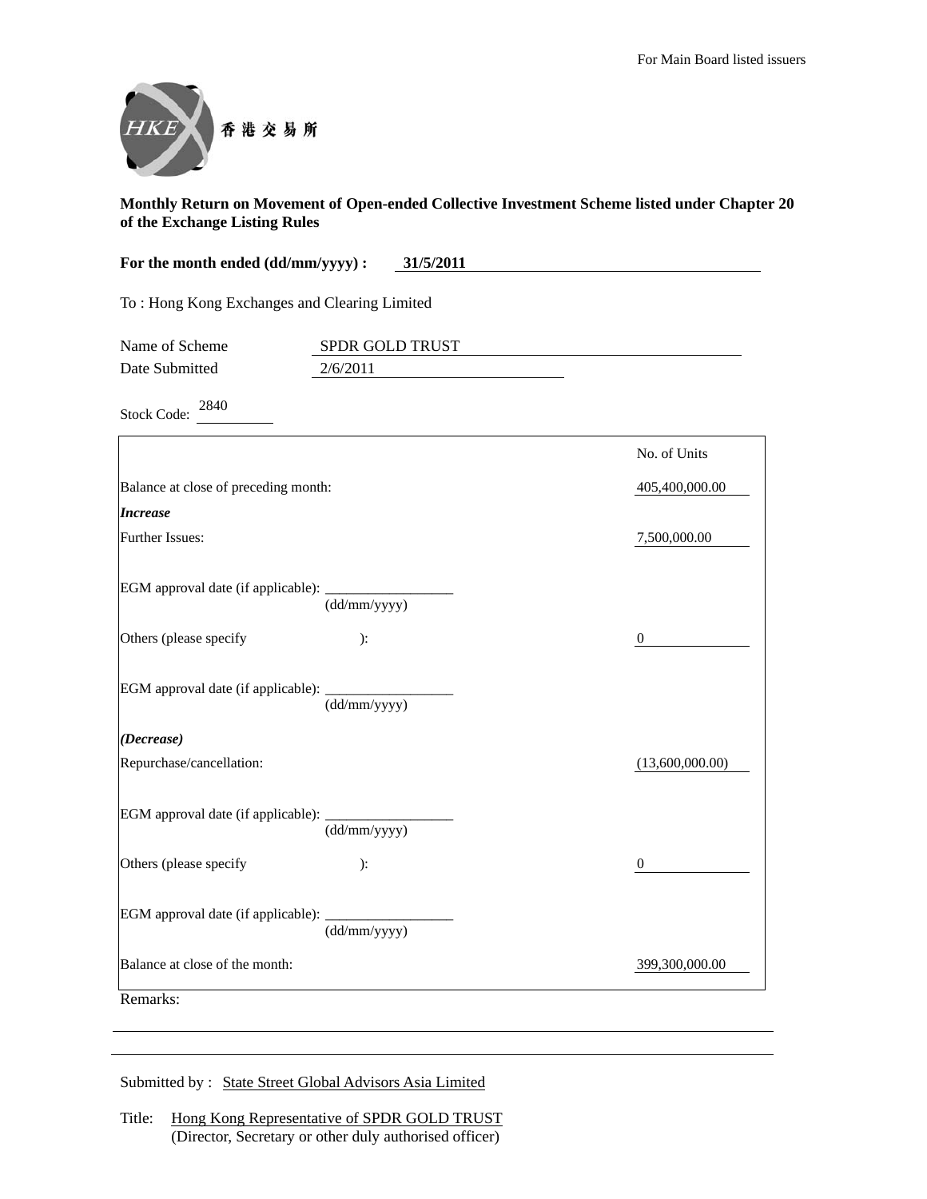For Main Board listed issuers

香港交易所

**Monthly Return on Movement of Open-ended Collective Investment Scheme listed under Chapter 20 of the Exchange Listing Rules**

**For the month ended (dd/mm/yyyy) : 31/5/2011**

To : Hong Kong Exchanges and Clearing Limited

Name of Scheme: SPDR GOLD TRUST

Date Submitted: 2/6/2011

Stock Code: 2840

| | No. of Units |
|---|---|
| Balance at close of preceding month: | 405,400,000.00 |
| ***Increase*** | |
| Further Issues: | 7,500,000.00 |
| EGM approval date (if applicable): __________ (dd/mm/yyyy) | |
| Others (please specify ): | 0 |
| EGM approval date (if applicable): __________ (dd/mm/yyyy) | |
| ***(Decrease)*** | |
| Repurchase/cancellation: | (13,600,000.00) |
| EGM approval date (if applicable): __________ (dd/mm/yyyy) | |
| Others (please specify ): | 0 |
| EGM approval date (if applicable): __________ (dd/mm/yyyy) | |
| Balance at close of the month: | 399,300,000.00 |

Remarks:

Submitted by : State Street Global Advisors Asia Limited

Title: Hong Kong Representative of SPDR GOLD TRUST
(Director, Secretary or other duly authorised officer)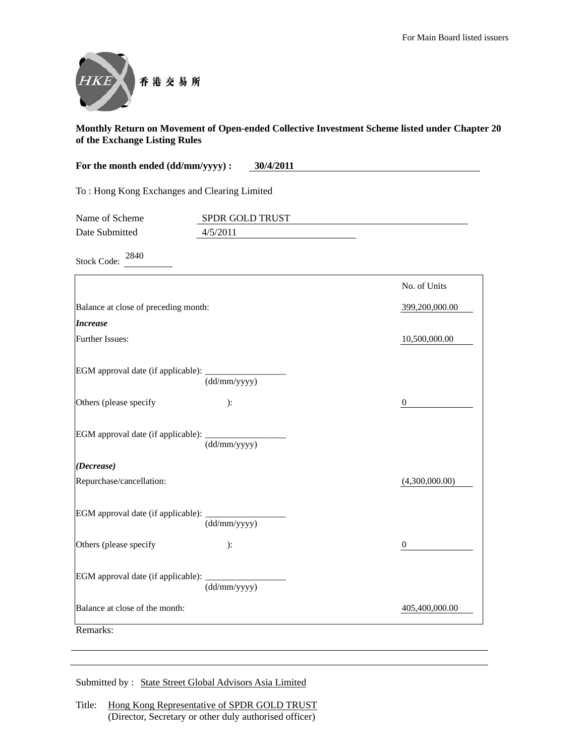For Main Board listed issuers

香港交易所

**Monthly Return on Movement of Open-ended Collective Investment Scheme listed under Chapter 20 of the Exchange Listing Rules**

**For the month ended (dd/mm/yyyy) : 30/4/2011**

To : Hong Kong Exchanges and Clearing Limited

Name of Scheme: SPDR GOLD TRUST

Date Submitted: 4/5/2011

Stock Code: 2840

| | No. of Units |
|---|---|
| Balance at close of preceding month: | 399,200,000.00 |
| ***Increase*** | |
| Further Issues: | 10,500,000.00 |
| EGM approval date (if applicable): ____________ (dd/mm/yyyy) | |
| Others (please specify ): | 0 |
| EGM approval date (if applicable): ____________ (dd/mm/yyyy) | |
| ***(Decrease)*** | |
| Repurchase/cancellation: | (4,300,000.00) |
| EGM approval date (if applicable): ____________ (dd/mm/yyyy) | |
| Others (please specify ): | 0 |
| EGM approval date (if applicable): ____________ (dd/mm/yyyy) | |
| Balance at close of the month: | 405,400,000.00 |

Remarks:

Submitted by : State Street Global Advisors Asia Limited

Title: Hong Kong Representative of SPDR GOLD TRUST
(Director, Secretary or other duly authorised officer)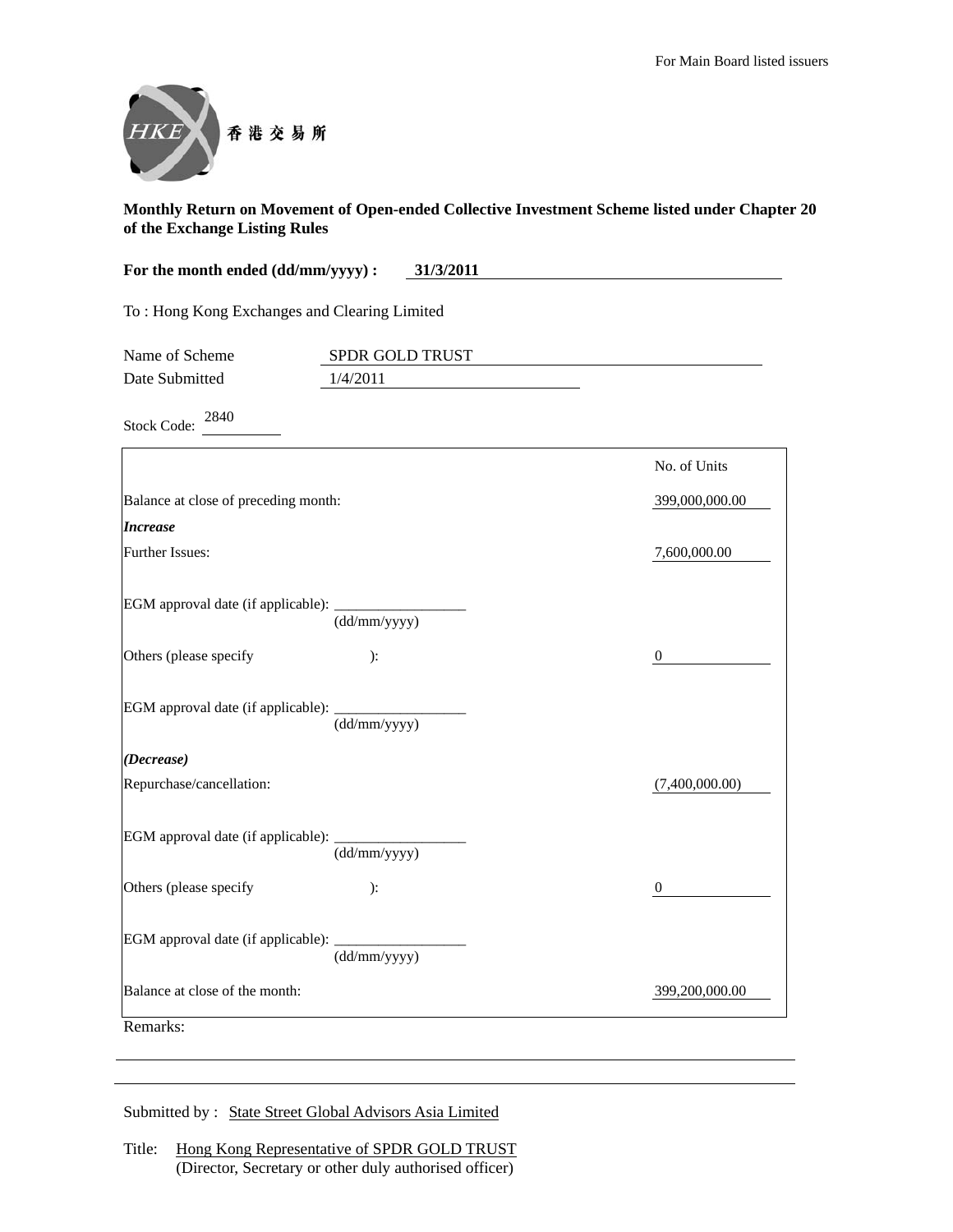For Main Board listed issuers

香港交易所

**Monthly Return on Movement of Open-ended Collective Investment Scheme listed under Chapter 20 of the Exchange Listing Rules**

**For the month ended (dd/mm/yyyy) : 31/3/2011**

To : Hong Kong Exchanges and Clearing Limited

Name of Scheme: SPDR GOLD TRUST

Date Submitted: 1/4/2011

Stock Code: 2840

| | No. of Units |
|---|---|
| Balance at close of preceding month: | 399,000,000.00 |
| ***Increase*** | |
| Further Issues: | 7,600,000.00 |
| EGM approval date (if applicable): ____________ (dd/mm/yyyy) | |
| Others (please specify ): | 0 |
| EGM approval date (if applicable): ____________ (dd/mm/yyyy) | |
| ***(Decrease)*** | |
| Repurchase/cancellation: | (7,400,000.00) |
| EGM approval date (if applicable): ____________ (dd/mm/yyyy) | |
| Others (please specify ): | 0 |
| EGM approval date (if applicable): ____________ (dd/mm/yyyy) | |
| Balance at close of the month: | 399,200,000.00 |

Remarks:

Submitted by : State Street Global Advisors Asia Limited

Title: Hong Kong Representative of SPDR GOLD TRUST
(Director, Secretary or other duly authorised officer)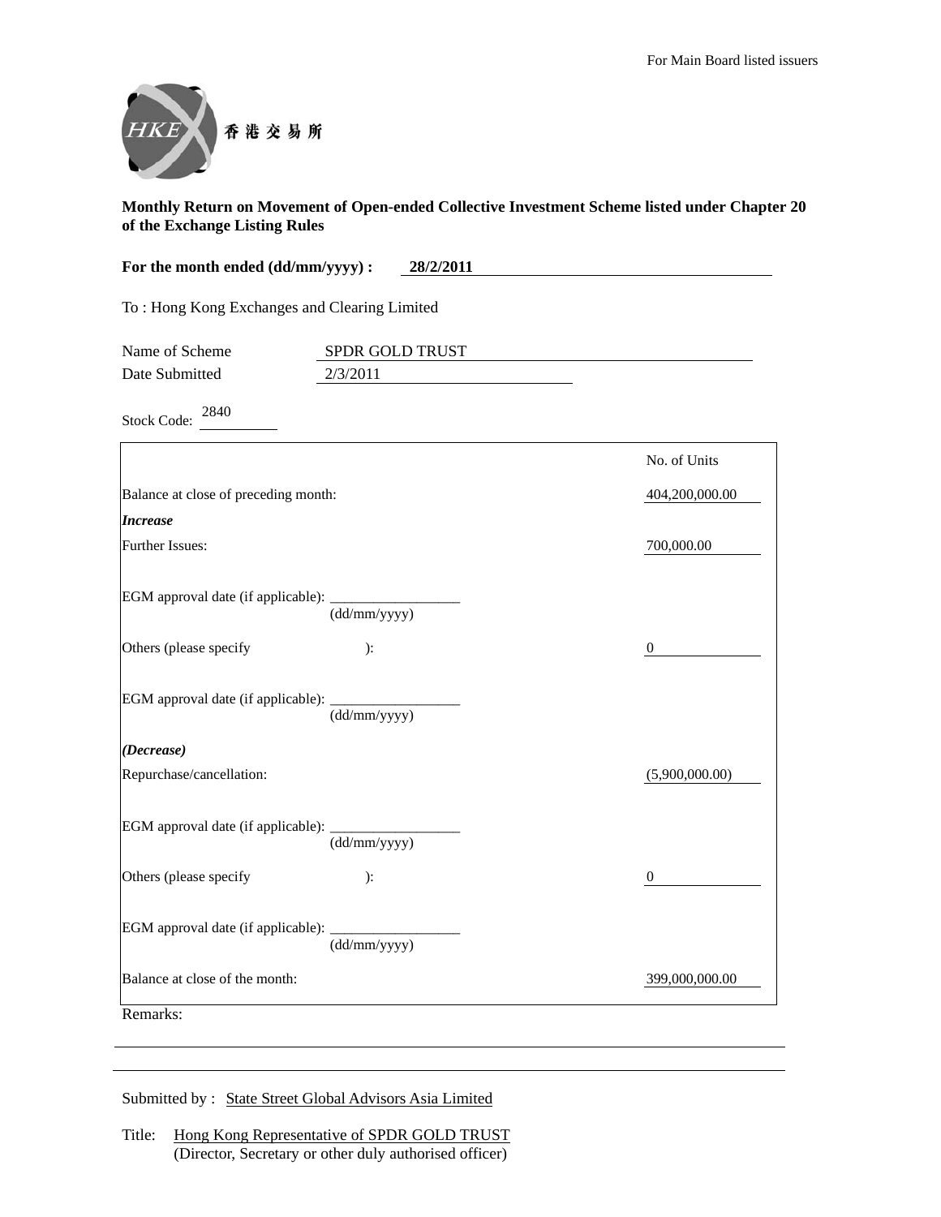For Main Board listed issuers

香港交易所

**Monthly Return on Movement of Open-ended Collective Investment Scheme listed under Chapter 20 of the Exchange Listing Rules**

**For the month ended (dd/mm/yyyy) : 28/2/2011**

To : Hong Kong Exchanges and Clearing Limited

Name of Scheme: SPDR GOLD TRUST

Date Submitted: 2/3/2011

Stock Code: 2840

| | No. of Units |
|---|---|
| Balance at close of preceding month: | 404,200,000.00 |
| ***Increase*** | |
| Further Issues: | 700,000.00 |
| EGM approval date (if applicable): ____________ (dd/mm/yyyy) | |
| Others (please specify ): | 0 |
| EGM approval date (if applicable): ____________ (dd/mm/yyyy) | |
| ***(Decrease)*** | |
| Repurchase/cancellation: | (5,900,000.00) |
| EGM approval date (if applicable): ____________ (dd/mm/yyyy) | |
| Others (please specify ): | 0 |
| EGM approval date (if applicable): ____________ (dd/mm/yyyy) | |
| Balance at close of the month: | 399,000,000.00 |

Remarks:

Submitted by : State Street Global Advisors Asia Limited

Title: Hong Kong Representative of SPDR GOLD TRUST
(Director, Secretary or other duly authorised officer)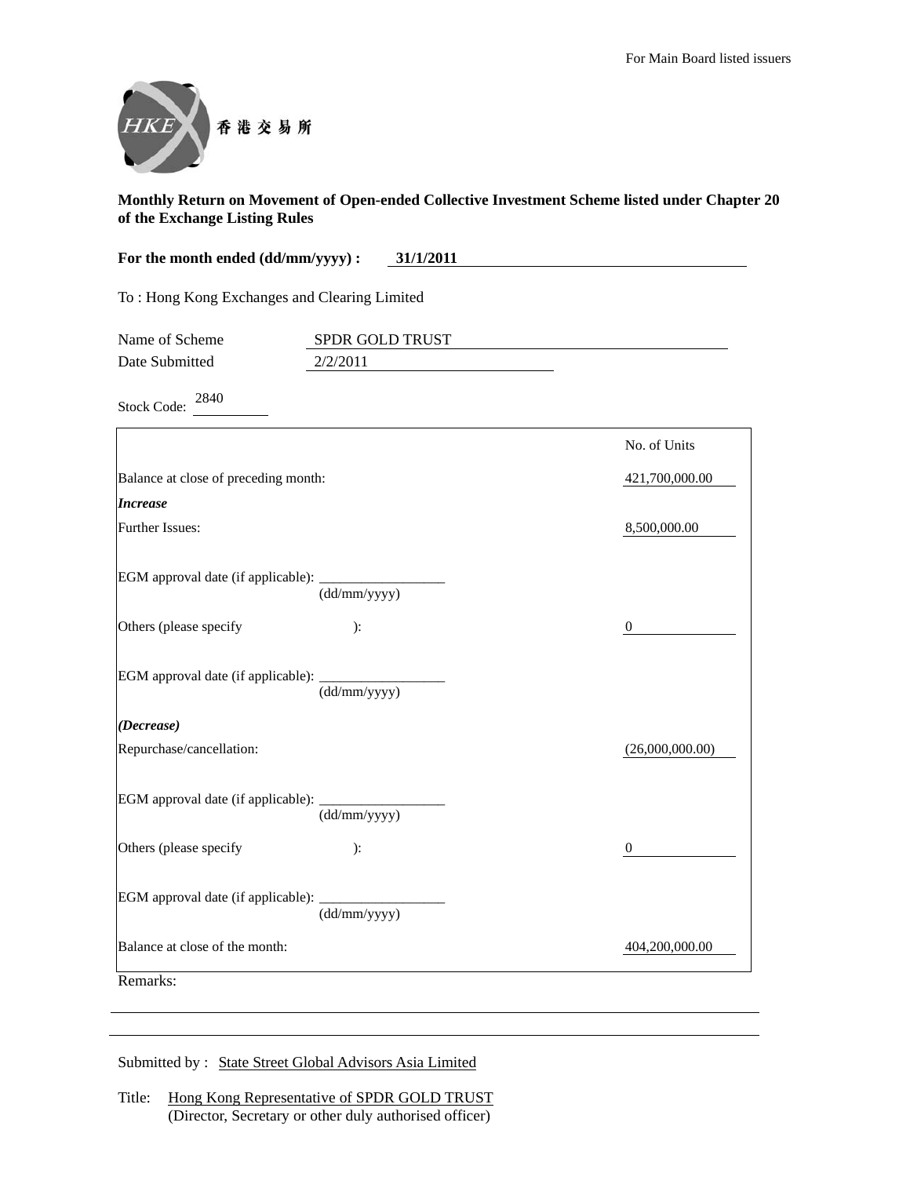For Main Board listed issuers

HKEX 香港交易所

**Monthly Return on Movement of Open-ended Collective Investment Scheme listed under Chapter 20 of the Exchange Listing Rules**

**For the month ended (dd/mm/yyyy) : 31/1/2011**

To : Hong Kong Exchanges and Clearing Limited

Name of Scheme: SPDR GOLD TRUST

Date Submitted: 2/2/2011

Stock Code: 2840

| | No. of Units |
|---|---|
| Balance at close of preceding month: | 421,700,000.00 |
| ***Increase*** | |
| Further Issues: | 8,500,000.00 |
| EGM approval date (if applicable): ________ (dd/mm/yyyy) | |
| Others (please specify ): | 0 |
| EGM approval date (if applicable): ________ (dd/mm/yyyy) | |
| ***(Decrease)*** | |
| Repurchase/cancellation: | (26,000,000.00) |
| EGM approval date (if applicable): ________ (dd/mm/yyyy) | |
| Others (please specify ): | 0 |
| EGM approval date (if applicable): ________ (dd/mm/yyyy) | |
| Balance at close of the month: | 404,200,000.00 |

Remarks:

Submitted by : State Street Global Advisors Asia Limited

Title: Hong Kong Representative of SPDR GOLD TRUST
(Director, Secretary or other duly authorised officer)